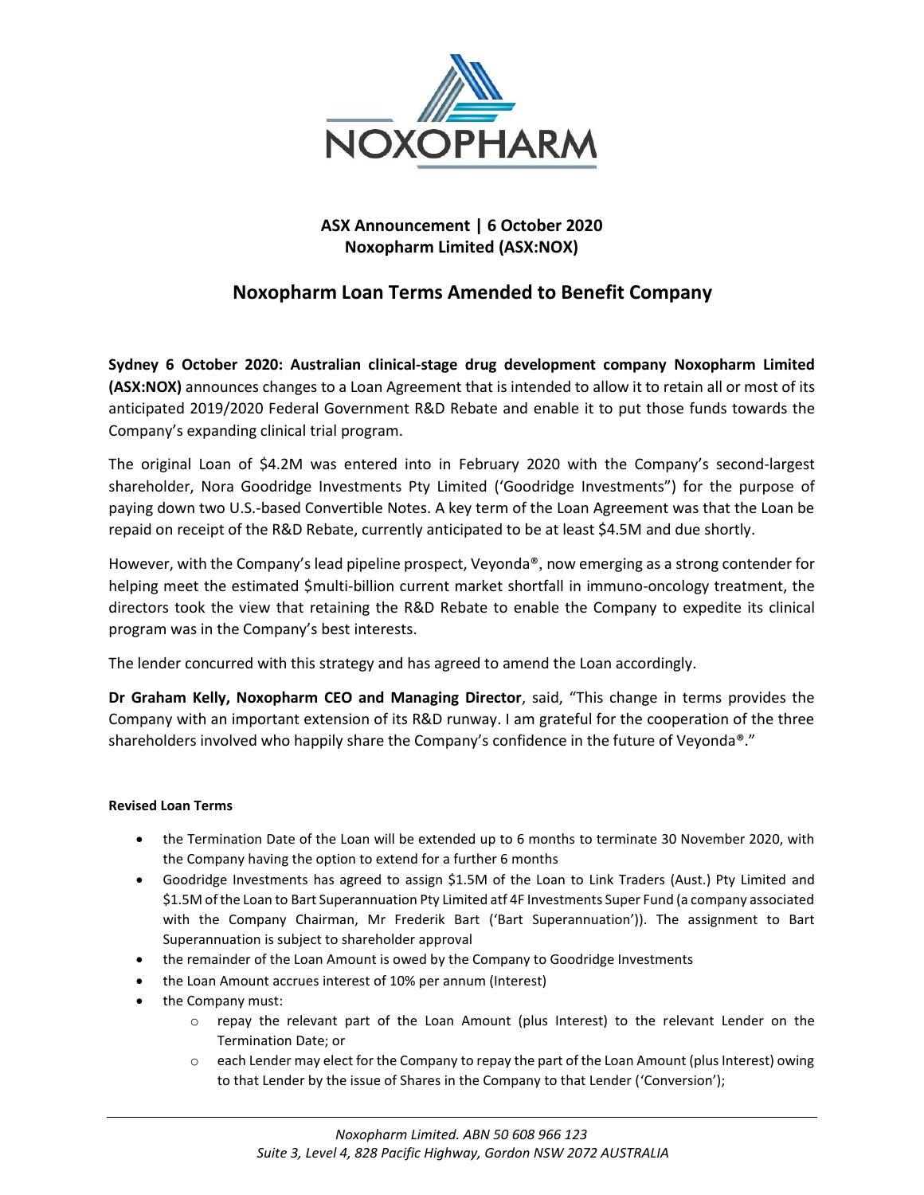**ASX Announcement | 6 October 2020**
**Noxopharm Limited (ASX:NOX)**

# Noxopharm Loan Terms Amended to Benefit Company

**Sydney 6 October 2020: Australian clinical-stage drug development company Noxopharm Limited (ASX:NOX)** announces changes to a Loan Agreement that is intended to allow it to retain all or most of its anticipated 2019/2020 Federal Government R&D Rebate and enable it to put those funds towards the Company's expanding clinical trial program.

The original Loan of $4.2M was entered into in February 2020 with the Company's second-largest shareholder, Nora Goodridge Investments Pty Limited ('Goodridge Investments") for the purpose of paying down two U.S.-based Convertible Notes. A key term of the Loan Agreement was that the Loan be repaid on receipt of the R&D Rebate, currently anticipated to be at least $4.5M and due shortly.

However, with the Company's lead pipeline prospect, Veyonda®, now emerging as a strong contender for helping meet the estimated $multi-billion current market shortfall in immuno-oncology treatment, the directors took the view that retaining the R&D Rebate to enable the Company to expedite its clinical program was in the Company's best interests.

The lender concurred with this strategy and has agreed to amend the Loan accordingly.

**Dr Graham Kelly, Noxopharm CEO and Managing Director**, said, "This change in terms provides the Company with an important extension of its R&D runway. I am grateful for the cooperation of the three shareholders involved who happily share the Company's confidence in the future of Veyonda®."

**Revised Loan Terms**

- the Termination Date of the Loan will be extended up to 6 months to terminate 30 November 2020, with the Company having the option to extend for a further 6 months
- Goodridge Investments has agreed to assign $1.5M of the Loan to Link Traders (Aust.) Pty Limited and $1.5M of the Loan to Bart Superannuation Pty Limited atf 4F Investments Super Fund (a company associated with the Company Chairman, Mr Frederik Bart ('Bart Superannuation')). The assignment to Bart Superannuation is subject to shareholder approval
- the remainder of the Loan Amount is owed by the Company to Goodridge Investments
- the Loan Amount accrues interest of 10% per annum (Interest)
- the Company must:
    - repay the relevant part of the Loan Amount (plus Interest) to the relevant Lender on the Termination Date; or
    - each Lender may elect for the Company to repay the part of the Loan Amount (plus Interest) owing to that Lender by the issue of Shares in the Company to that Lender ('Conversion');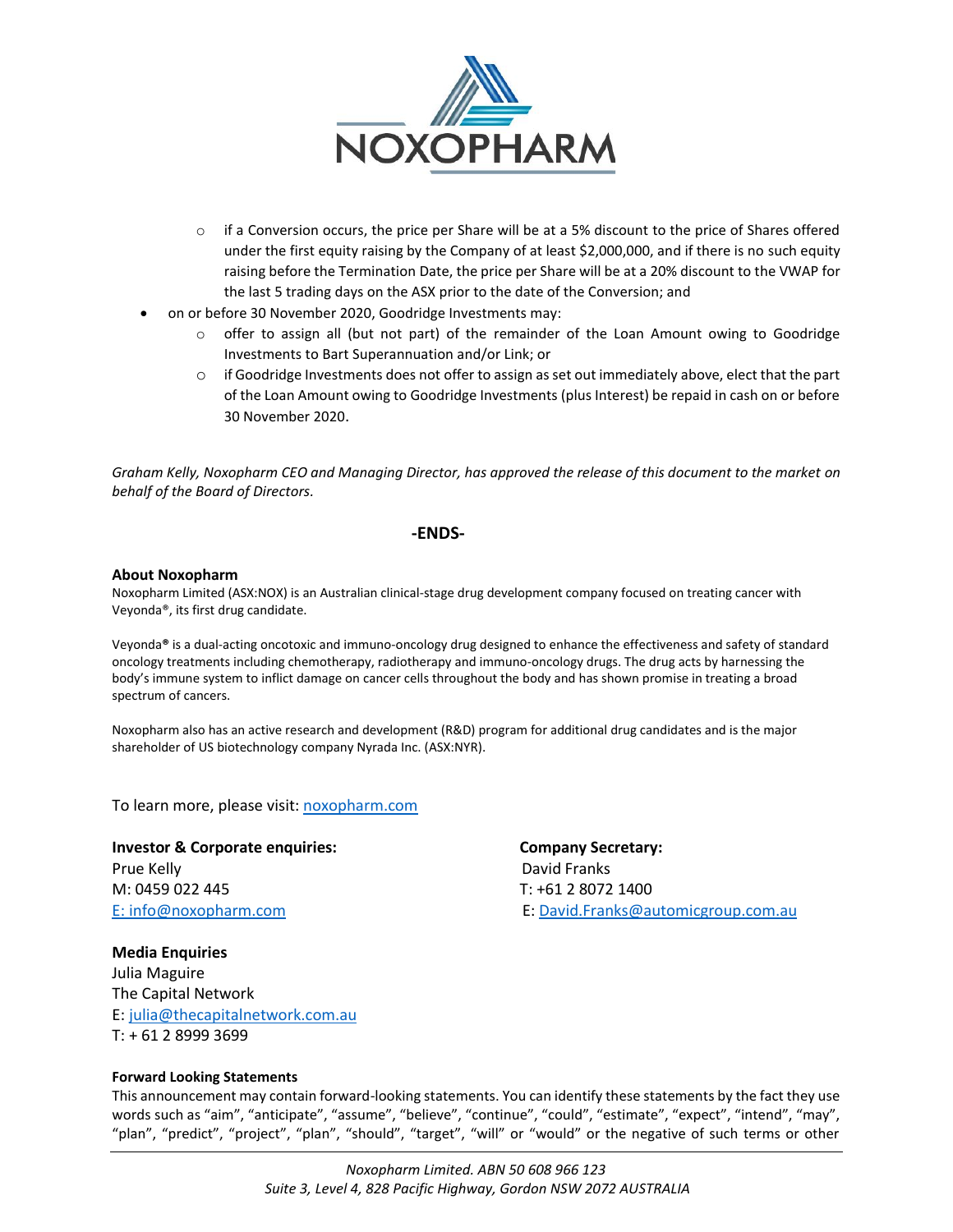- if a Conversion occurs, the price per Share will be at a 5% discount to the price of Shares offered under the first equity raising by the Company of at least $2,000,000, and if there is no such equity raising before the Termination Date, the price per Share will be at a 20% discount to the VWAP for the last 5 trading days on the ASX prior to the date of the Conversion; and
- on or before 30 November 2020, Goodridge Investments may:
    - offer to assign all (but not part) of the remainder of the Loan Amount owing to Goodridge Investments to Bart Superannuation and/or Link; or
    - if Goodridge Investments does not offer to assign as set out immediately above, elect that the part of the Loan Amount owing to Goodridge Investments (plus Interest) be repaid in cash on or before 30 November 2020.

*Graham Kelly, Noxopharm CEO and Managing Director, has approved the release of this document to the market on behalf of the Board of Directors.*

**-ENDS-**

**About Noxopharm**

Noxopharm Limited (ASX:NOX) is an Australian clinical-stage drug development company focused on treating cancer with Veyonda®, its first drug candidate.

Veyonda® is a dual-acting oncotoxic and immuno-oncology drug designed to enhance the effectiveness and safety of standard oncology treatments including chemotherapy, radiotherapy and immuno-oncology drugs. The drug acts by harnessing the body's immune system to inflict damage on cancer cells throughout the body and has shown promise in treating a broad spectrum of cancers.

Noxopharm also has an active research and development (R&D) program for additional drug candidates and is the major shareholder of US biotechnology company Nyrada Inc. (ASX:NYR).

To learn more, please visit: noxopharm.com

**Investor & Corporate enquiries:**
Prue Kelly
M: 0459 022 445
E: info@noxopharm.com

**Company Secretary:**
David Franks
T: +61 2 8072 1400
E: David.Franks@automicgroup.com.au

**Media Enquiries**
Julia Maguire
The Capital Network
E: julia@thecapitalnetwork.com.au
T: + 61 2 8999 3699

**Forward Looking Statements**

This announcement may contain forward-looking statements. You can identify these statements by the fact they use words such as "aim", "anticipate", "assume", "believe", "continue", "could", "estimate", "expect", "intend", "may", "plan", "predict", "project", "plan", "should", "target", "will" or "would" or the negative of such terms or other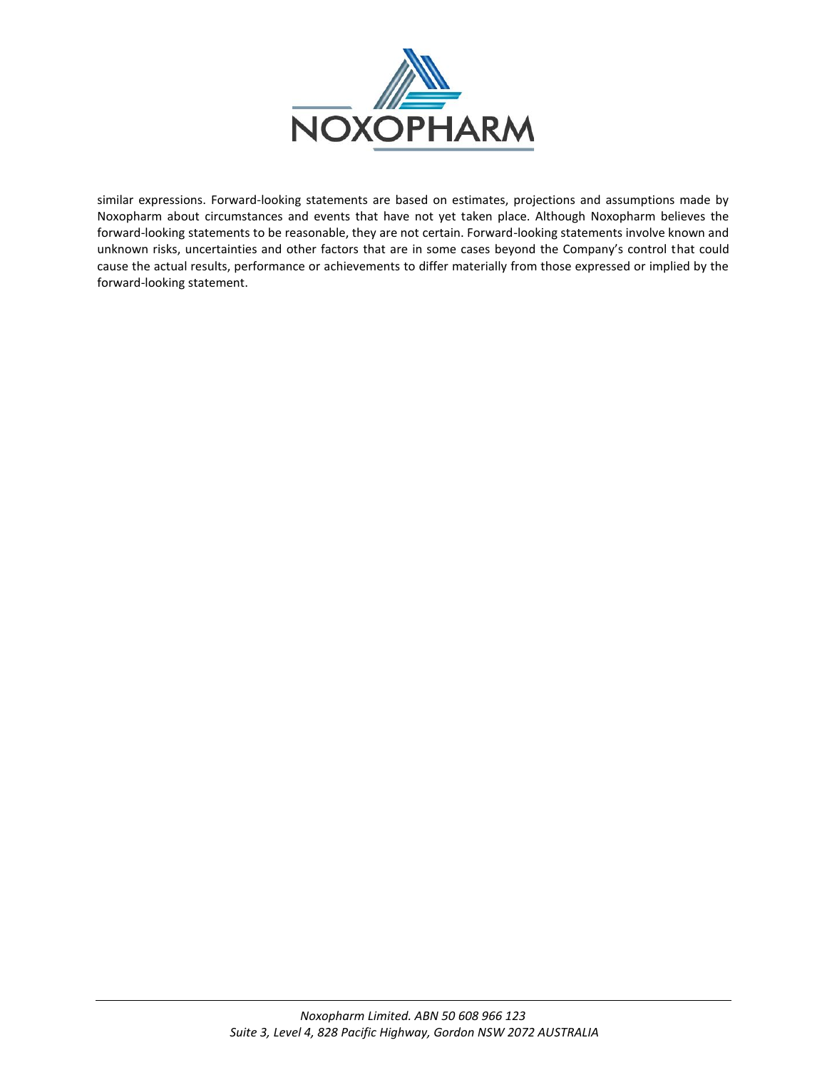similar expressions. Forward-looking statements are based on estimates, projections and assumptions made by Noxopharm about circumstances and events that have not yet taken place. Although Noxopharm believes the forward-looking statements to be reasonable, they are not certain. Forward-looking statements involve known and unknown risks, uncertainties and other factors that are in some cases beyond the Company's control that could cause the actual results, performance or achievements to differ materially from those expressed or implied by the forward-looking statement.